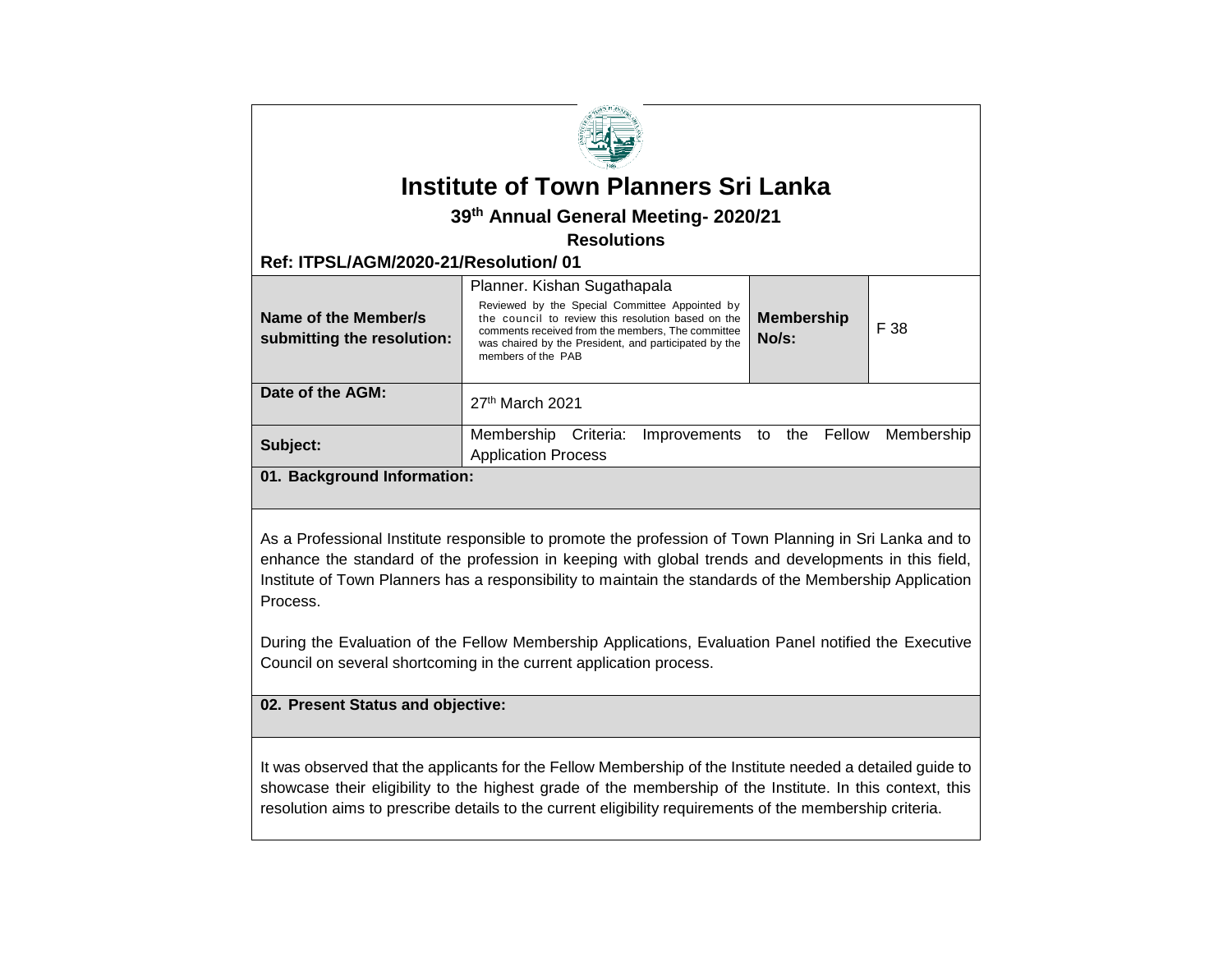# Institute of Town Planners Sri Lanka

## 39th Annual General Meeting- 2020/21

### Resolutions

**Ref: ITPSL/AGM/2020-21/Resolution/ 01**

| **Name of the Member/s submitting the resolution:** | Planner. Kishan Sugathapala<br>Reviewed by the Special Committee Appointed by the council to review this resolution based on the comments received from the members, The committee was chaired by the President, and participated by the members of the PAB | **Membership No/s:** | F 38 |
|---|---|---|---|
| **Date of the AGM:** | 27th March 2021 | | |
| **Subject:** | Membership Criteria: Improvements to the Fellow Membership Application Process | | |

**01. Background Information:**

As a Professional Institute responsible to promote the profession of Town Planning in Sri Lanka and to enhance the standard of the profession in keeping with global trends and developments in this field, Institute of Town Planners has a responsibility to maintain the standards of the Membership Application Process.

During the Evaluation of the Fellow Membership Applications, Evaluation Panel notified the Executive Council on several shortcoming in the current application process.

**02. Present Status and objective:**

It was observed that the applicants for the Fellow Membership of the Institute needed a detailed guide to showcase their eligibility to the highest grade of the membership of the Institute. In this context, this resolution aims to prescribe details to the current eligibility requirements of the membership criteria.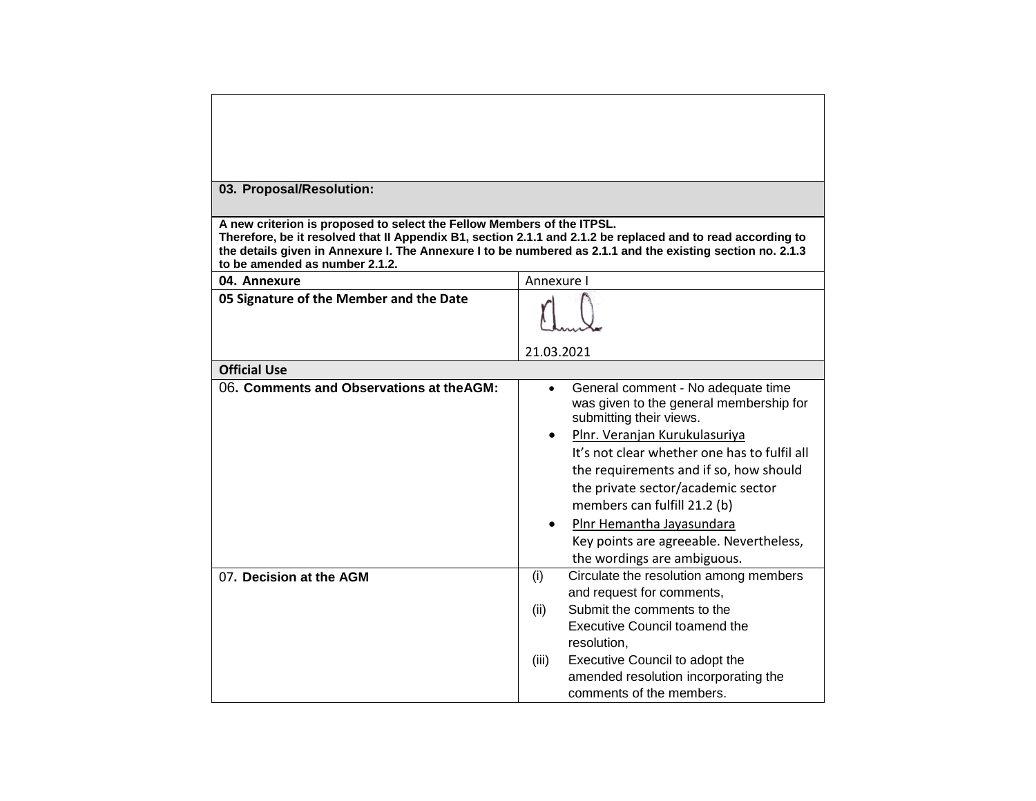| | |
|---|---|
| **03. Proposal/Resolution:** | |
| **A new criterion is proposed to select the Fellow Members of the ITPSL.<br>Therefore, be it resolved that II Appendix B1, section 2.1.1 and 2.1.2 be replaced and to read according to the details given in Annexure I. The Annexure I to be numbered as 2.1.1 and the existing section no. 2.1.3 to be amended as number 2.1.2.** | |
| **04. Annexure** | Annexure I |
| **05 Signature of the Member and the Date** | 21.03.2021 |
| **Official Use** | |
| 06**. Comments and Observations at theAGM:** | • General comment - No adequate time was given to the general membership for submitting their views.<br>• Plnr. Veranjan Kurukulasuriya<br>It's not clear whether one has to fulfil all the requirements and if so, how should the private sector/academic sector members can fulfill 21.2 (b)<br>• Plnr Hemantha Jayasundara<br>Key points are agreeable. Nevertheless, the wordings are ambiguous. |
| 07**. Decision at the AGM** | (i) Circulate the resolution among members and request for comments,<br>(ii) Submit the comments to the Executive Council toamend the resolution,<br>(iii) Executive Council to adopt the amended resolution incorporating the comments of the members. |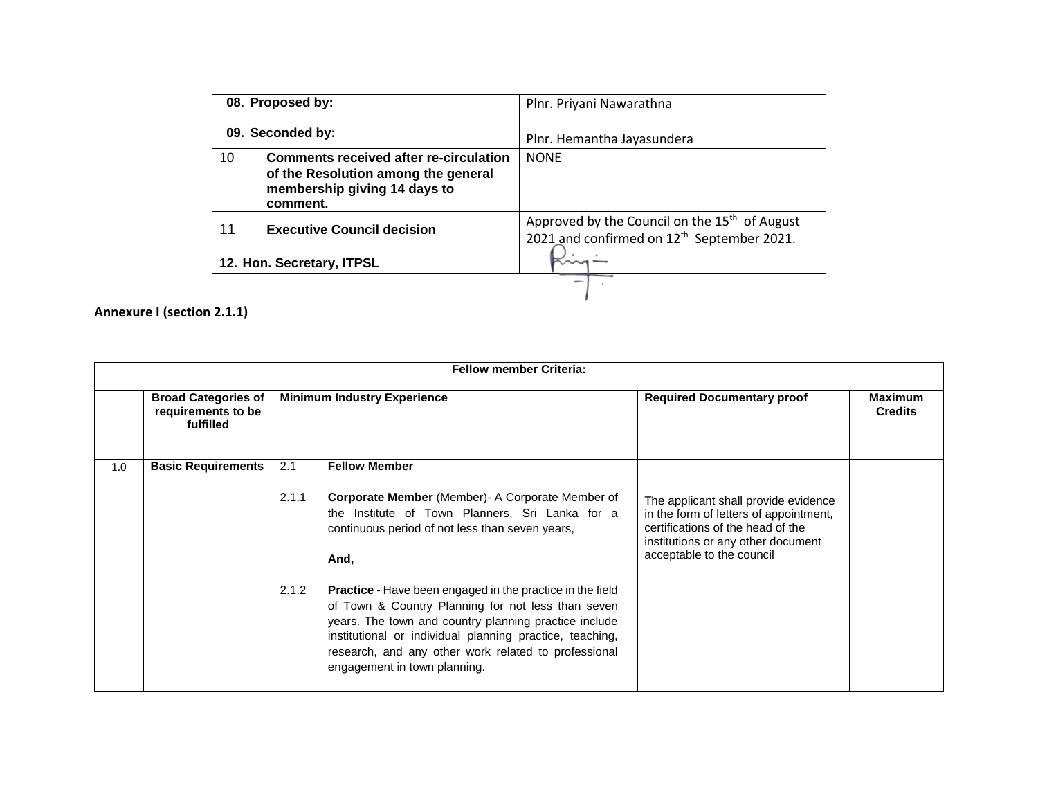| 08. Proposed by:<br><br>09. Seconded by: | Plnr. Priyani Nawarathna<br><br>Plnr. Hemantha Jayasundera |
|---|---|
| 10 **Comments received after re-circulation of the Resolution among the general membership giving 14 days to comment.** | NONE |
| 11 **Executive Council decision** | Approved by the Council on the 15th of August 2021 and confirmed on 12th September 2021. |
| **12. Hon. Secretary, ITPSL** | |

**Annexure I (section 2.1.1)**

| **Fellow member Criteria:** | | | | |
|---|---|---|---|---|
| | **Broad Categories of requirements to be fulfilled** | **Minimum Industry Experience** | **Required Documentary proof** | **Maximum Credits** |
| 1.0 | **Basic Requirements** | 2.1 **Fellow Member**<br><br>2.1.1 **Corporate Member** (Member)- A Corporate Member of the Institute of Town Planners, Sri Lanka for a continuous period of not less than seven years,<br><br>**And,**<br><br>2.1.2 **Practice** - Have been engaged in the practice in the field of Town & Country Planning for not less than seven years. The town and country planning practice include institutional or individual planning practice, teaching, research, and any other work related to professional engagement in town planning. | The applicant shall provide evidence in the form of letters of appointment, certifications of the head of the institutions or any other document acceptable to the council | |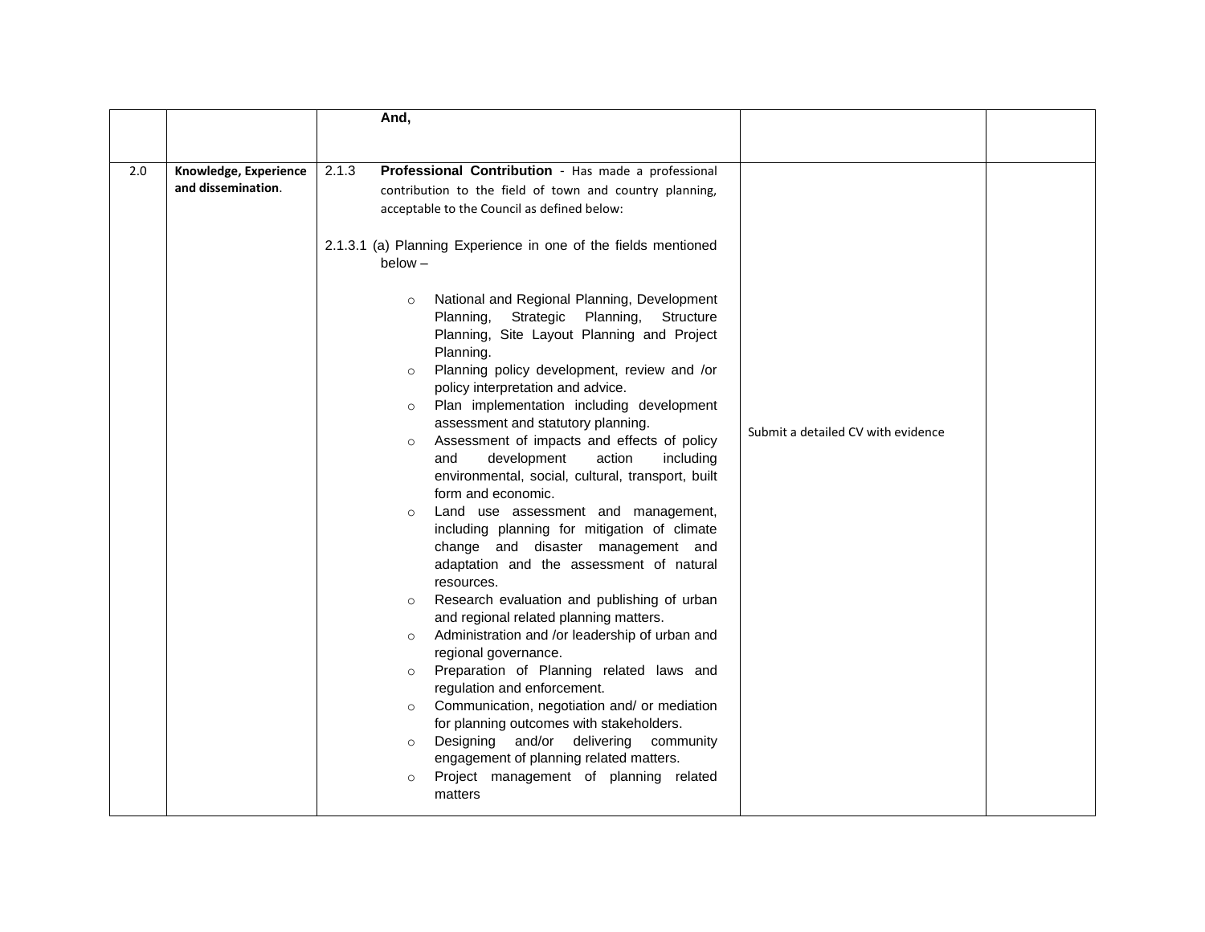| | | | | |
|---|---|---|---|---|
| | | **And,** | | |
| 2.0 | **Knowledge, Experience and dissemination**. | 2.1.3 **Professional Contribution** - Has made a professional contribution to the field of town and country planning, acceptable to the Council as defined below:<br><br>2.1.3.1 (a) Planning Experience in one of the fields mentioned below –<br><br>○ National and Regional Planning, Development Planning, Strategic Planning, Structure Planning, Site Layout Planning and Project Planning.<br>○ Planning policy development, review and /or policy interpretation and advice.<br>○ Plan implementation including development assessment and statutory planning.<br>○ Assessment of impacts and effects of policy and development action including environmental, social, cultural, transport, built form and economic.<br>○ Land use assessment and management, including planning for mitigation of climate change and disaster management and adaptation and the assessment of natural resources.<br>○ Research evaluation and publishing of urban and regional related planning matters.<br>○ Administration and /or leadership of urban and regional governance.<br>○ Preparation of Planning related laws and regulation and enforcement.<br>○ Communication, negotiation and/ or mediation for planning outcomes with stakeholders.<br>○ Designing and/or delivering community engagement of planning related matters.<br>○ Project management of planning related matters | Submit a detailed CV with evidence | |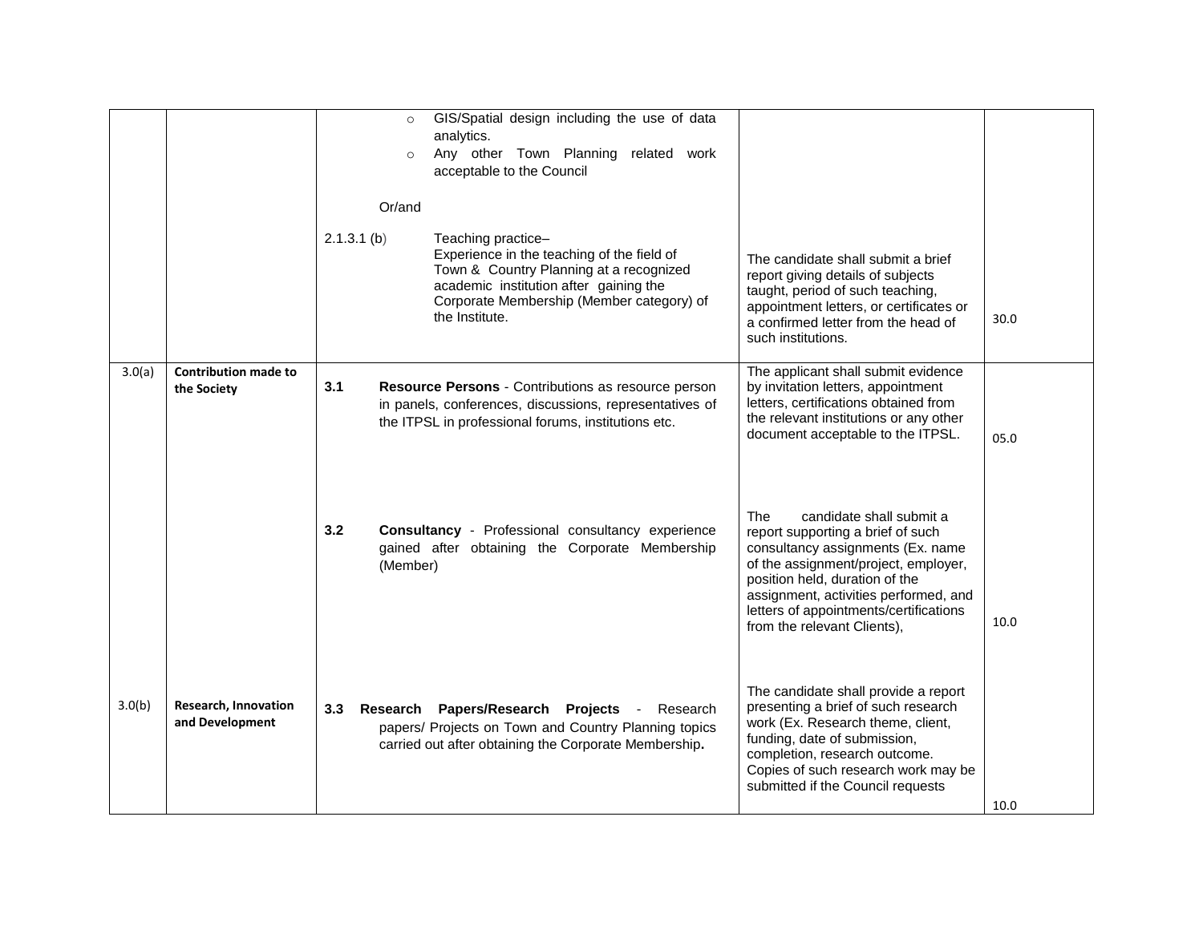| | | | | |
|---|---|---|---|---|
| | | ○ GIS/Spatial design including the use of data analytics.<br>○ Any other Town Planning related work acceptable to the Council<br><br>Or/and<br><br>2.1.3.1 (b) Teaching practice– Experience in the teaching of the field of Town & Country Planning at a recognized academic institution after gaining the Corporate Membership (Member category) of the Institute. | The candidate shall submit a brief report giving details of subjects taught, period of such teaching, appointment letters, or certificates or a confirmed letter from the head of such institutions. | 30.0 |
| 3.0(a) | **Contribution made to the Society** | **3.1** **Resource Persons** - Contributions as resource person in panels, conferences, discussions, representatives of the ITPSL in professional forums, institutions etc. | The applicant shall submit evidence by invitation letters, appointment letters, certifications obtained from the relevant institutions or any other document acceptable to the ITPSL. | 05.0 |
| | | **3.2** **Consultancy** - Professional consultancy experience gained after obtaining the Corporate Membership (Member) | The candidate shall submit a report supporting a brief of such consultancy assignments (Ex. name of the assignment/project, employer, position held, duration of the assignment, activities performed, and letters of appointments/certifications from the relevant Clients), | 10.0 |
| 3.0(b) | **Research, Innovation and Development** | **3.3** **Research Papers/Research Projects** - Research papers/ Projects on Town and Country Planning topics carried out after obtaining the Corporate Membership**.** | The candidate shall provide a report presenting a brief of such research work (Ex. Research theme, client, funding, date of submission, completion, research outcome. Copies of such research work may be submitted if the Council requests | 10.0 |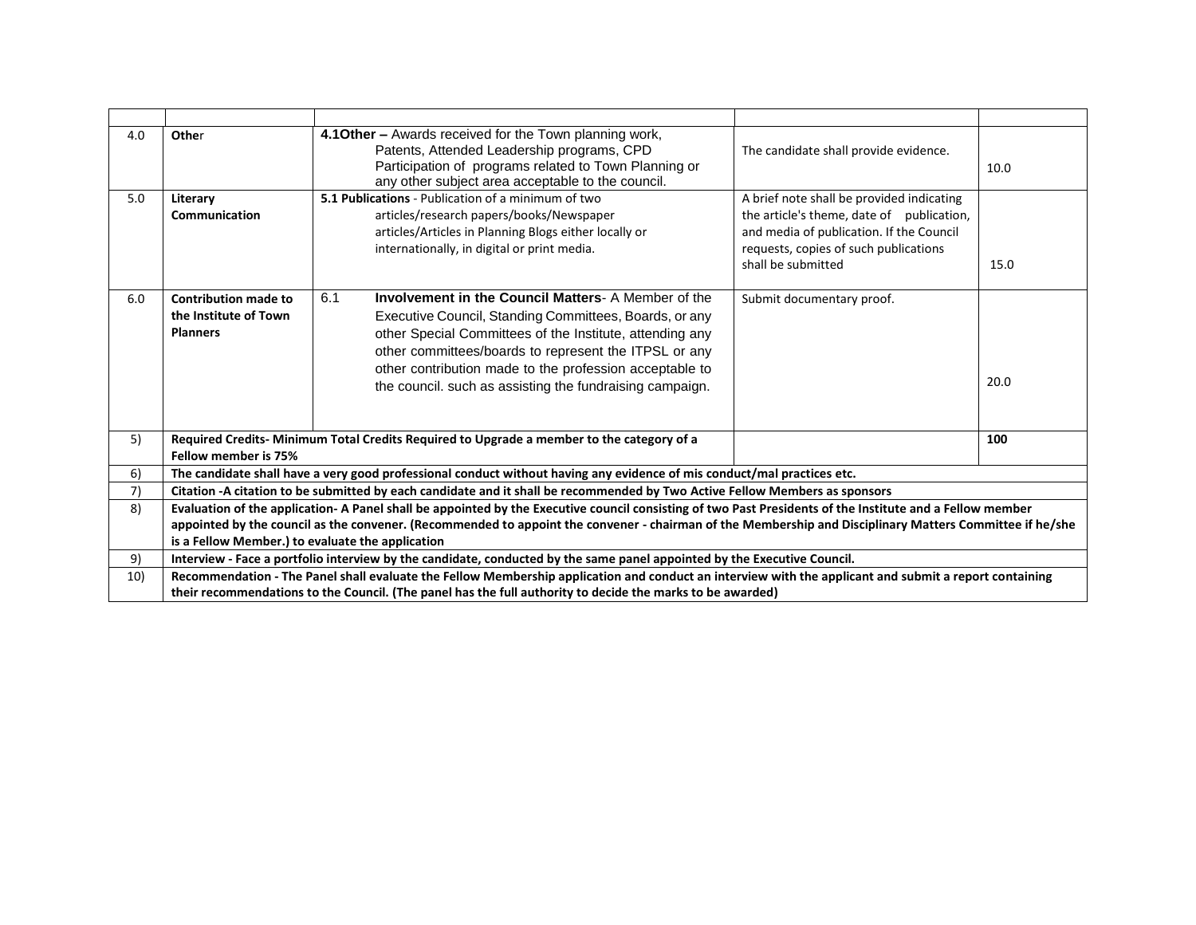| | | | | |
|---|---|---|---|---|
| 4.0 | **Other** | **4.1Other –** Awards received for the Town planning work, Patents, Attended Leadership programs, CPD Participation of programs related to Town Planning or any other subject area acceptable to the council. | The candidate shall provide evidence. | 10.0 |
| 5.0 | **Literary Communication** | **5.1 Publications** - Publication of a minimum of two articles/research papers/books/Newspaper articles/Articles in Planning Blogs either locally or internationally, in digital or print media. | A brief note shall be provided indicating the article's theme, date of publication, and media of publication. If the Council requests, copies of such publications shall be submitted | 15.0 |
| 6.0 | **Contribution made to the Institute of Town Planners** | 6.1 **Involvement in the Council Matters**- A Member of the Executive Council, Standing Committees, Boards, or any other Special Committees of the Institute, attending any other committees/boards to represent the ITPSL or any other contribution made to the profession acceptable to the council. such as assisting the fundraising campaign. | Submit documentary proof. | 20.0 |
| 5) | **Required Credits- Minimum Total Credits Required to Upgrade a member to the category of a Fellow member is 75%** | | | **100** |
| 6) | **The candidate shall have a very good professional conduct without having any evidence of mis conduct/mal practices etc.** | | | |
| 7) | **Citation -A citation to be submitted by each candidate and it shall be recommended by Two Active Fellow Members as sponsors** | | | |
| 8) | **Evaluation of the application- A Panel shall be appointed by the Executive council consisting of two Past Presidents of the Institute and a Fellow member appointed by the council as the convener. (Recommended to appoint the convener - chairman of the Membership and Disciplinary Matters Committee if he/she is a Fellow Member.) to evaluate the application** | | | |
| 9) | **Interview - Face a portfolio interview by the candidate, conducted by the same panel appointed by the Executive Council.** | | | |
| 10) | **Recommendation - The Panel shall evaluate the Fellow Membership application and conduct an interview with the applicant and submit a report containing their recommendations to the Council. (The panel has the full authority to decide the marks to be awarded)** | | | |